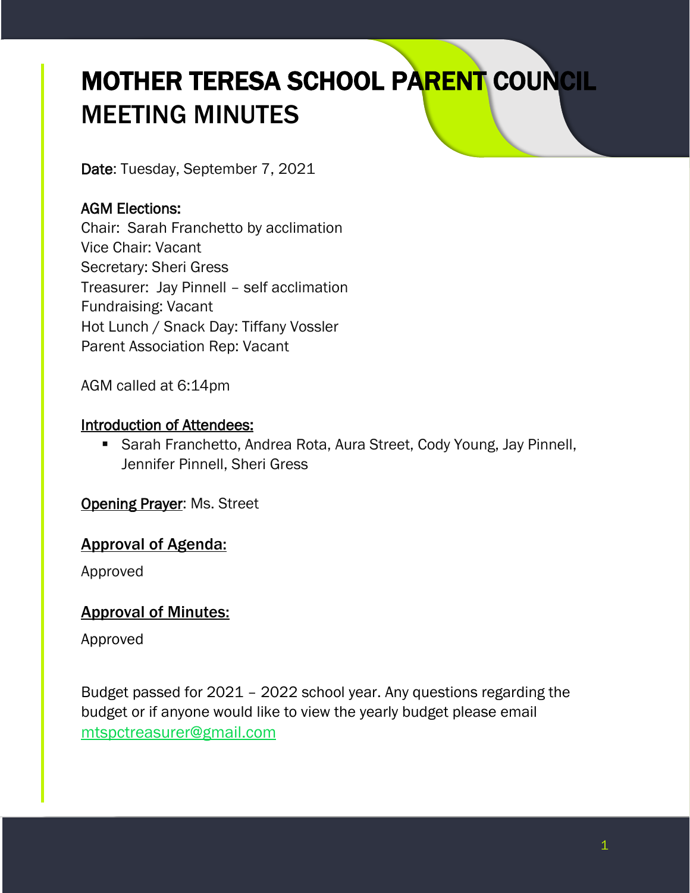# MOTHER TERESA SCHOOL PARENT COUNCIL MEETING MINUTES

**Date**: Tuesday, September 7, 2021

**AGM Elections:**

Chair: Sarah Franchetto by acclimation
Vice Chair: Vacant
Secretary: Sheri Gress
Treasurer: Jay Pinnell – self acclimation
Fundraising: Vacant
Hot Lunch / Snack Day: Tiffany Vossler
Parent Association Rep: Vacant

AGM called at 6:14pm

**Introduction of Attendees:**

- Sarah Franchetto, Andrea Rota, Aura Street, Cody Young, Jay Pinnell, Jennifer Pinnell, Sheri Gress

**Opening Prayer**: Ms. Street

## Approval of Agenda:

Approved

## Approval of Minutes:

Approved

Budget passed for 2021 – 2022 school year. Any questions regarding the budget or if anyone would like to view the yearly budget please email mtspctreasurer@gmail.com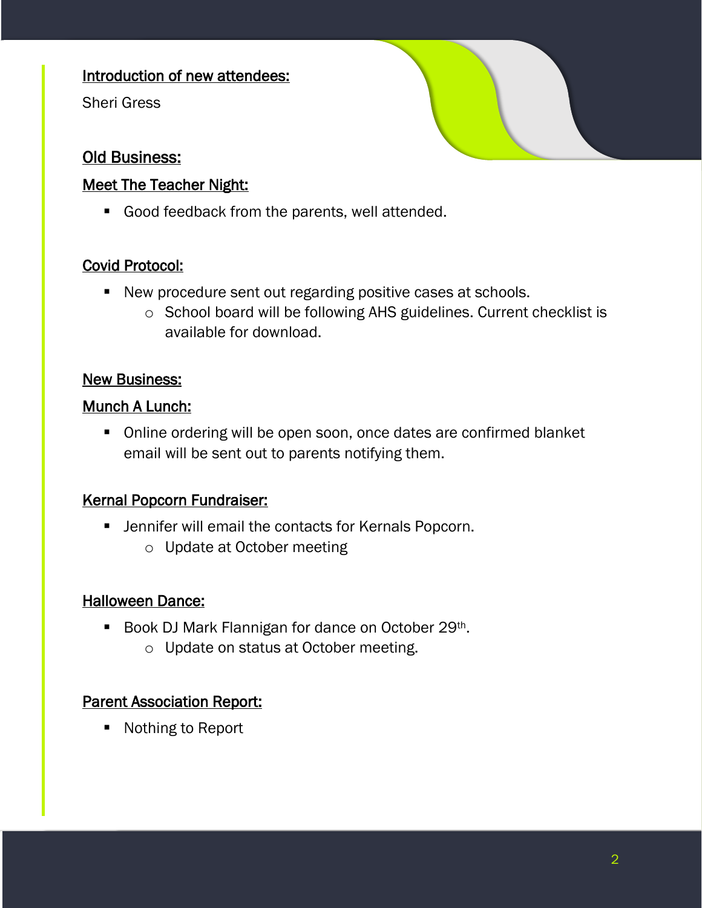**Introduction of new attendees:**

Sheri Gress

## Old Business:

### Meet The Teacher Night:

- Good feedback from the parents, well attended.

### Covid Protocol:

- New procedure sent out regarding positive cases at schools.
  - School board will be following AHS guidelines. Current checklist is available for download.

## New Business:

### Munch A Lunch:

- Online ordering will be open soon, once dates are confirmed blanket email will be sent out to parents notifying them.

### Kernal Popcorn Fundraiser:

- Jennifer will email the contacts for Kernals Popcorn.
  - Update at October meeting

### Halloween Dance:

- Book DJ Mark Flannigan for dance on October 29th.
  - Update on status at October meeting.

### Parent Association Report:

- Nothing to Report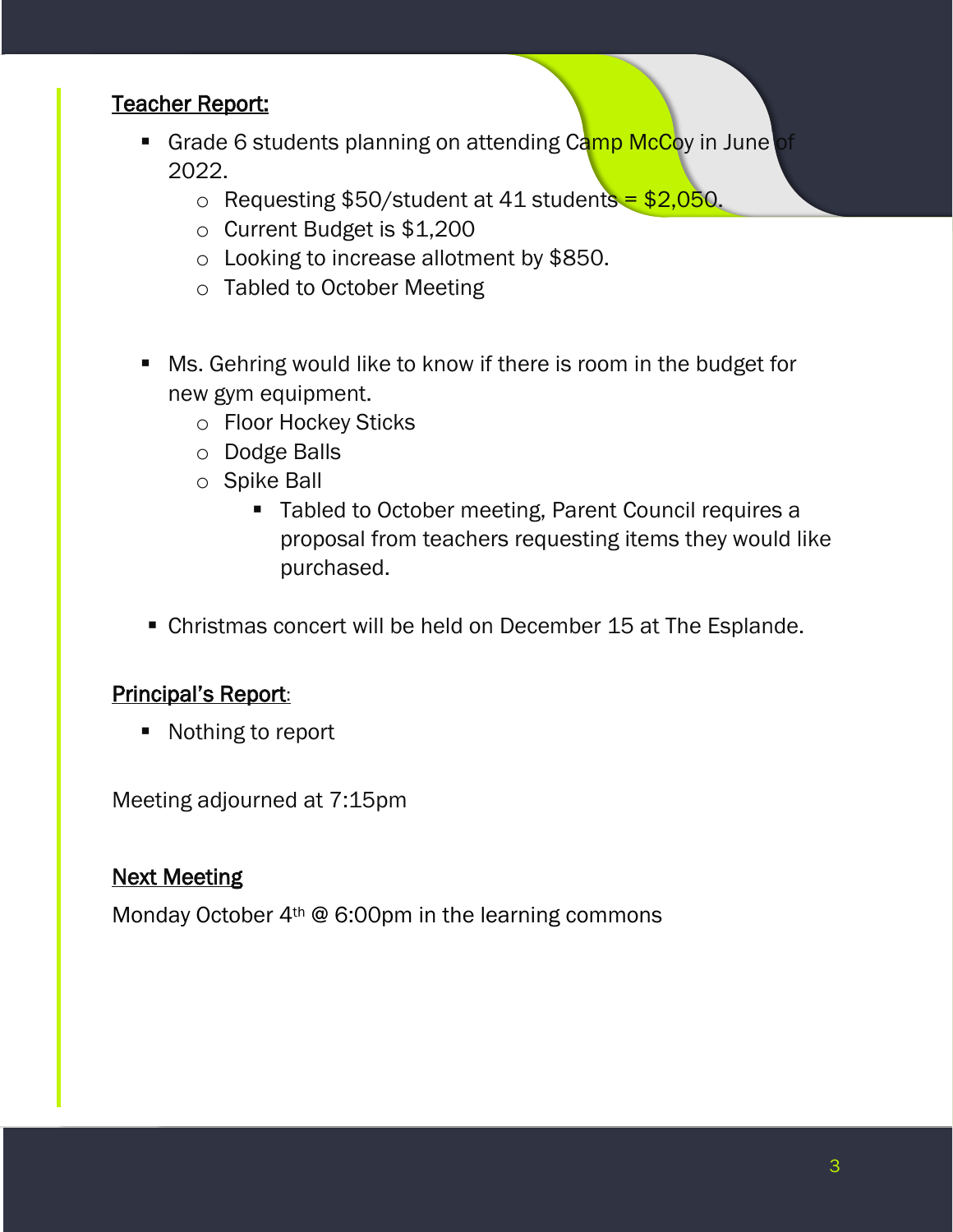**Teacher Report:**

- Grade 6 students planning on attending Camp McCoy in June of 2022.
  - Requesting $50/student at 41 students = $2,050.
  - Current Budget is $1,200
  - Looking to increase allotment by $850.
  - Tabled to October Meeting

- Ms. Gehring would like to know if there is room in the budget for new gym equipment.
  - Floor Hockey Sticks
  - Dodge Balls
  - Spike Ball
    - Tabled to October meeting, Parent Council requires a proposal from teachers requesting items they would like purchased.

- Christmas concert will be held on December 15 at The Esplande.

**Principal's Report:**

- Nothing to report

Meeting adjourned at 7:15pm

**Next Meeting**

Monday October 4th @ 6:00pm in the learning commons